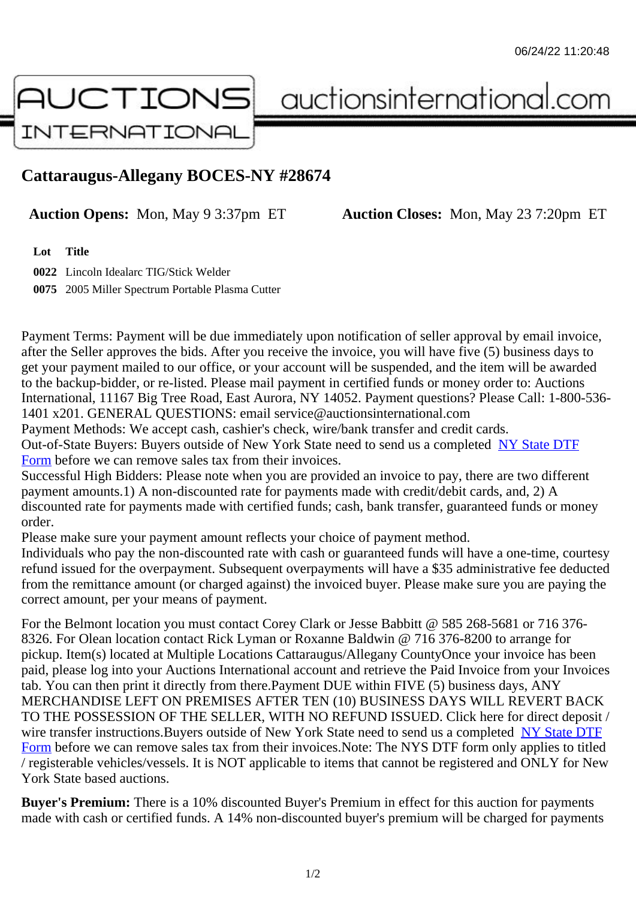# Cattaraugus-Allegany BOCES-NY #28674

**Auction Opens:** Mon, May 9 3:37pm ET **Auction Closes:** Mon, May 23 7:20pm ET

| Lot | Title |
| --- | --- |
| 0022 | Lincoln Idealarc TIG/Stick Welder |
| 0075 | 2005 Miller Spectrum Portable Plasma Cutter |

Payment Terms: Payment will be due immediately upon notification of seller approval by email invoice, after the Seller approves the bids. After you receive the invoice, you will have five (5) business days to get your payment mailed to our office, or your account will be suspended, and the item will be awarded to the backup-bidder, or re-listed. Please mail payment in certified funds or money order to: Auctions International, 11167 Big Tree Road, East Aurora, NY 14052. Payment questions? Please Call: 1-800-536-1401 x201. GENERAL QUESTIONS: email service@auctionsinternational.com
Payment Methods: We accept cash, cashier's check, wire/bank transfer and credit cards.
Out-of-State Buyers: Buyers outside of New York State need to send us a completed NY State DTF Form before we can remove sales tax from their invoices.
Successful High Bidders: Please note when you are provided an invoice to pay, there are two different payment amounts.1) A non-discounted rate for payments made with credit/debit cards, and, 2) A discounted rate for payments made with certified funds; cash, bank transfer, guaranteed funds or money order.
Please make sure your payment amount reflects your choice of payment method.
Individuals who pay the non-discounted rate with cash or guaranteed funds will have a one-time, courtesy refund issued for the overpayment. Subsequent overpayments will have a $35 administrative fee deducted from the remittance amount (or charged against) the invoiced buyer. Please make sure you are paying the correct amount, per your means of payment.

For the Belmont location you must contact Corey Clark or Jesse Babbitt @ 585 268-5681 or 716 376-8326. For Olean location contact Rick Lyman or Roxanne Baldwin @ 716 376-8200 to arrange for pickup. Item(s) located at Multiple Locations Cattaraugus/Allegany CountyOnce your invoice has been paid, please log into your Auctions International account and retrieve the Paid Invoice from your Invoices tab. You can then print it directly from there.Payment DUE within FIVE (5) business days, ANY MERCHANDISE LEFT ON PREMISES AFTER TEN (10) BUSINESS DAYS WILL REVERT BACK TO THE POSSESSION OF THE SELLER, WITH NO REFUND ISSUED. Click here for direct deposit / wire transfer instructions.Buyers outside of New York State need to send us a completed NY State DTF Form before we can remove sales tax from their invoices.Note: The NYS DTF form only applies to titled / registerable vehicles/vessels. It is NOT applicable to items that cannot be registered and ONLY for New York State based auctions.

**Buyer's Premium:** There is a 10% discounted Buyer's Premium in effect for this auction for payments made with cash or certified funds. A 14% non-discounted buyer's premium will be charged for payments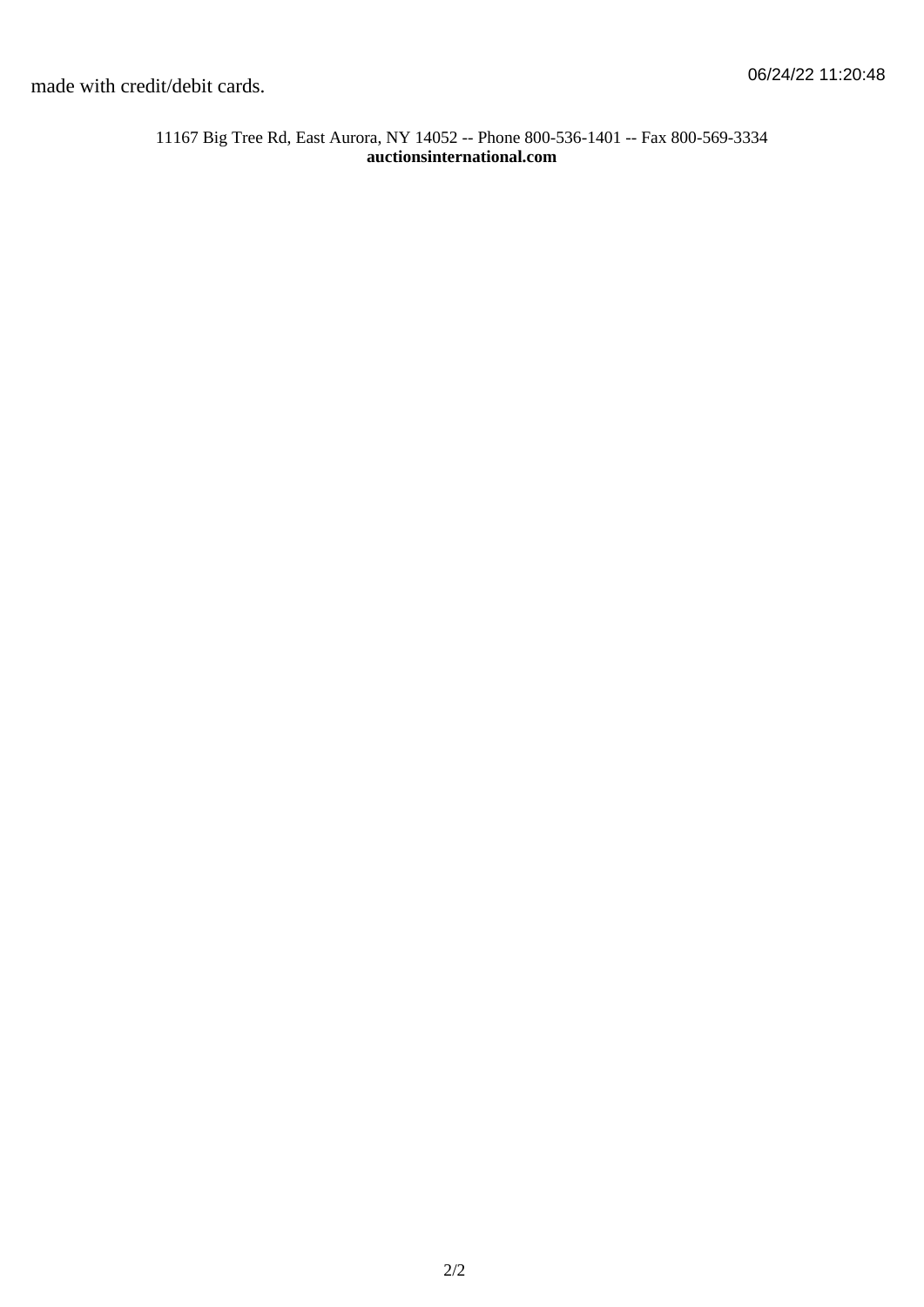made with credit/debit cards.

11167 Big Tree Rd, East Aurora, NY 14052 -- Phone 800-536-1401 -- Fax 800-569-3334
**auctionsinternational.com**